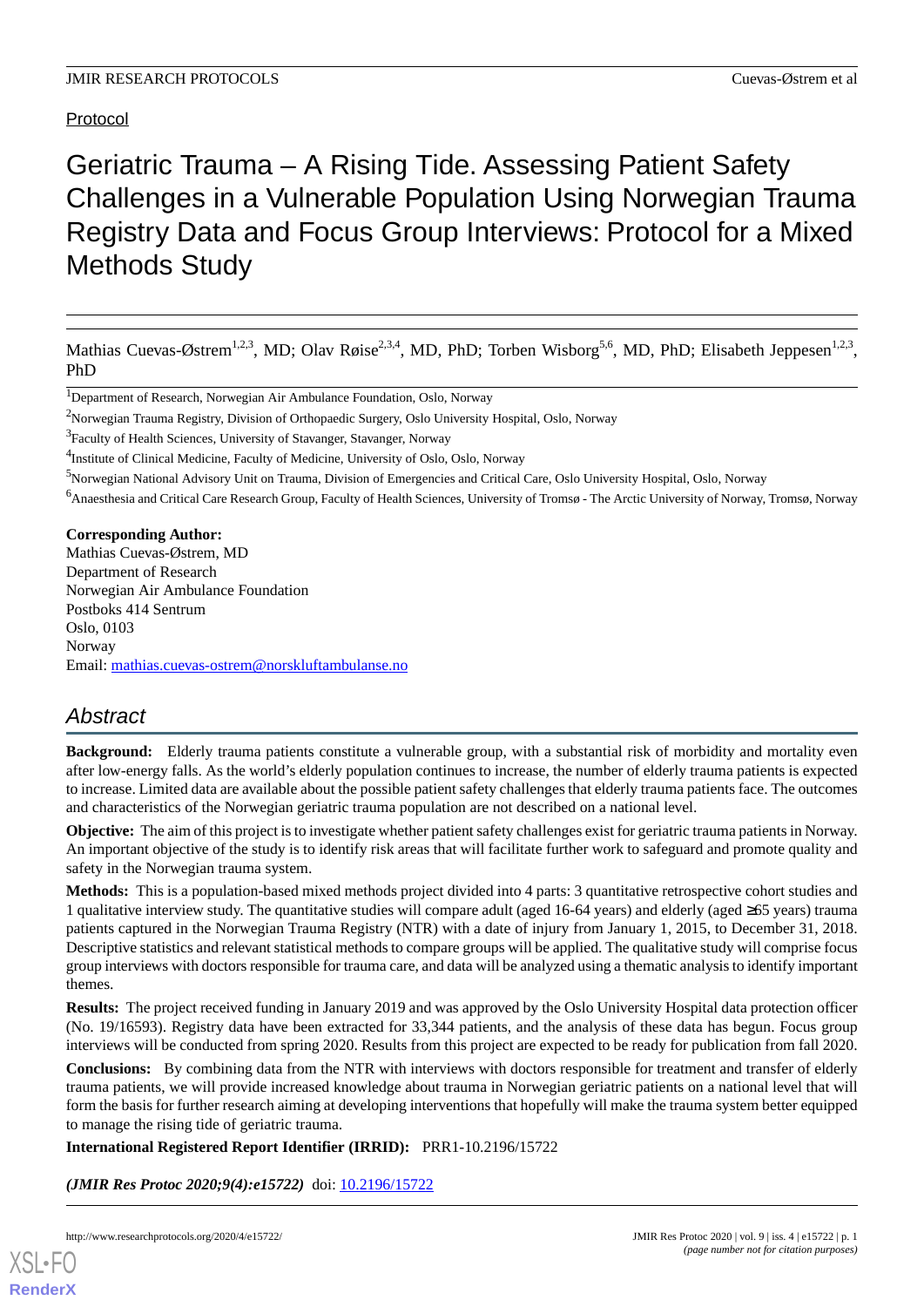Protocol

# Geriatric Trauma – A Rising Tide. Assessing Patient Safety Challenges in a Vulnerable Population Using Norwegian Trauma Registry Data and Focus Group Interviews: Protocol for a Mixed Methods Study

Mathias Cuevas-Østrem[1,2,3], MD; Olav Røise[2,3,4], MD, PhD; Torben Wisborg[5,6], MD, PhD; Elisabeth Jeppesen[1,2,3], PhD

[1]Department of Research, Norwegian Air Ambulance Foundation, Oslo, Norway

[2]Norwegian Trauma Registry, Division of Orthopaedic Surgery, Oslo University Hospital, Oslo, Norway

[3]Faculty of Health Sciences, University of Stavanger, Stavanger, Norway

[4]Institute of Clinical Medicine, Faculty of Medicine, University of Oslo, Oslo, Norway

[5]Norwegian National Advisory Unit on Trauma, Division of Emergencies and Critical Care, Oslo University Hospital, Oslo, Norway

[6]Anaesthesia and Critical Care Research Group, Faculty of Health Sciences, University of Tromsø - The Arctic University of Norway, Tromsø, Norway

**Corresponding Author:**
Mathias Cuevas-Østrem, MD
Department of Research
Norwegian Air Ambulance Foundation
Postboks 414 Sentrum
Oslo, 0103
Norway
Email: mathias.cuevas-ostrem@norskluftambulanse.no

## Abstract

**Background:** Elderly trauma patients constitute a vulnerable group, with a substantial risk of morbidity and mortality even after low-energy falls. As the world's elderly population continues to increase, the number of elderly trauma patients is expected to increase. Limited data are available about the possible patient safety challenges that elderly trauma patients face. The outcomes and characteristics of the Norwegian geriatric trauma population are not described on a national level.

**Objective:** The aim of this project is to investigate whether patient safety challenges exist for geriatric trauma patients in Norway. An important objective of the study is to identify risk areas that will facilitate further work to safeguard and promote quality and safety in the Norwegian trauma system.

**Methods:** This is a population-based mixed methods project divided into 4 parts: 3 quantitative retrospective cohort studies and 1 qualitative interview study. The quantitative studies will compare adult (aged 16-64 years) and elderly (aged ≥65 years) trauma patients captured in the Norwegian Trauma Registry (NTR) with a date of injury from January 1, 2015, to December 31, 2018. Descriptive statistics and relevant statistical methods to compare groups will be applied. The qualitative study will comprise focus group interviews with doctors responsible for trauma care, and data will be analyzed using a thematic analysis to identify important themes.

**Results:** The project received funding in January 2019 and was approved by the Oslo University Hospital data protection officer (No. 19/16593). Registry data have been extracted for 33,344 patients, and the analysis of these data has begun. Focus group interviews will be conducted from spring 2020. Results from this project are expected to be ready for publication from fall 2020.

**Conclusions:** By combining data from the NTR with interviews with doctors responsible for treatment and transfer of elderly trauma patients, we will provide increased knowledge about trauma in Norwegian geriatric patients on a national level that will form the basis for further research aiming at developing interventions that hopefully will make the trauma system better equipped to manage the rising tide of geriatric trauma.

**International Registered Report Identifier (IRRID):** PRR1-10.2196/15722

***(JMIR Res Protoc 2020;9(4):e15722)*** doi: 10.2196/15722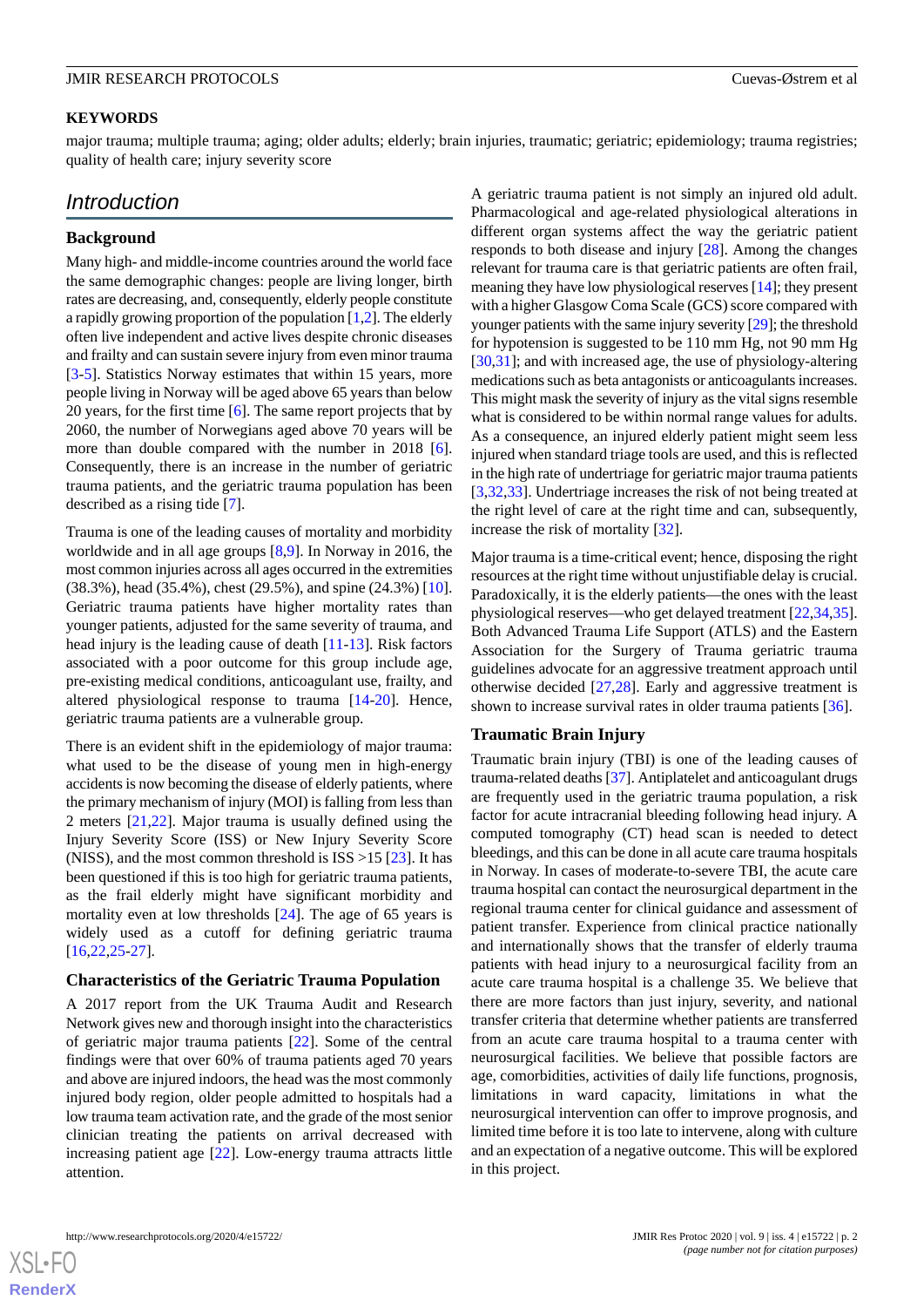**KEYWORDS**

major trauma; multiple trauma; aging; older adults; elderly; brain injuries, traumatic; geriatric; epidemiology; trauma registries; quality of health care; injury severity score

## Introduction

### Background

Many high- and middle-income countries around the world face the same demographic changes: people are living longer, birth rates are decreasing, and, consequently, elderly people constitute a rapidly growing proportion of the population [1,2]. The elderly often live independent and active lives despite chronic diseases and frailty and can sustain severe injury from even minor trauma [3-5]. Statistics Norway estimates that within 15 years, more people living in Norway will be aged above 65 years than below 20 years, for the first time [6]. The same report projects that by 2060, the number of Norwegians aged above 70 years will be more than double compared with the number in 2018 [6]. Consequently, there is an increase in the number of geriatric trauma patients, and the geriatric trauma population has been described as a rising tide [7].

Trauma is one of the leading causes of mortality and morbidity worldwide and in all age groups [8,9]. In Norway in 2016, the most common injuries across all ages occurred in the extremities (38.3%), head (35.4%), chest (29.5%), and spine (24.3%) [10]. Geriatric trauma patients have higher mortality rates than younger patients, adjusted for the same severity of trauma, and head injury is the leading cause of death [11-13]. Risk factors associated with a poor outcome for this group include age, pre-existing medical conditions, anticoagulant use, frailty, and altered physiological response to trauma [14-20]. Hence, geriatric trauma patients are a vulnerable group.

There is an evident shift in the epidemiology of major trauma: what used to be the disease of young men in high-energy accidents is now becoming the disease of elderly patients, where the primary mechanism of injury (MOI) is falling from less than 2 meters [21,22]. Major trauma is usually defined using the Injury Severity Score (ISS) or New Injury Severity Score (NISS), and the most common threshold is ISS >15 [23]. It has been questioned if this is too high for geriatric trauma patients, as the frail elderly might have significant morbidity and mortality even at low thresholds [24]. The age of 65 years is widely used as a cutoff for defining geriatric trauma [16,22,25-27].

### Characteristics of the Geriatric Trauma Population

A 2017 report from the UK Trauma Audit and Research Network gives new and thorough insight into the characteristics of geriatric major trauma patients [22]. Some of the central findings were that over 60% of trauma patients aged 70 years and above are injured indoors, the head was the most commonly injured body region, older people admitted to hospitals had a low trauma team activation rate, and the grade of the most senior clinician treating the patients on arrival decreased with increasing patient age [22]. Low-energy trauma attracts little attention.

A geriatric trauma patient is not simply an injured old adult. Pharmacological and age-related physiological alterations in different organ systems affect the way the geriatric patient responds to both disease and injury [28]. Among the changes relevant for trauma care is that geriatric patients are often frail, meaning they have low physiological reserves [14]; they present with a higher Glasgow Coma Scale (GCS) score compared with younger patients with the same injury severity [29]; the threshold for hypotension is suggested to be 110 mm Hg, not 90 mm Hg [30,31]; and with increased age, the use of physiology-altering medications such as beta antagonists or anticoagulants increases. This might mask the severity of injury as the vital signs resemble what is considered to be within normal range values for adults. As a consequence, an injured elderly patient might seem less injured when standard triage tools are used, and this is reflected in the high rate of undertriage for geriatric major trauma patients [3,32,33]. Undertriage increases the risk of not being treated at the right level of care at the right time and can, subsequently, increase the risk of mortality [32].

Major trauma is a time-critical event; hence, disposing the right resources at the right time without unjustifiable delay is crucial. Paradoxically, it is the elderly patients—the ones with the least physiological reserves—who get delayed treatment [22,34,35]. Both Advanced Trauma Life Support (ATLS) and the Eastern Association for the Surgery of Trauma geriatric trauma guidelines advocate for an aggressive treatment approach until otherwise decided [27,28]. Early and aggressive treatment is shown to increase survival rates in older trauma patients [36].

### Traumatic Brain Injury

Traumatic brain injury (TBI) is one of the leading causes of trauma-related deaths [37]. Antiplatelet and anticoagulant drugs are frequently used in the geriatric trauma population, a risk factor for acute intracranial bleeding following head injury. A computed tomography (CT) head scan is needed to detect bleedings, and this can be done in all acute care trauma hospitals in Norway. In cases of moderate-to-severe TBI, the acute care trauma hospital can contact the neurosurgical department in the regional trauma center for clinical guidance and assessment of patient transfer. Experience from clinical practice nationally and internationally shows that the transfer of elderly trauma patients with head injury to a neurosurgical facility from an acute care trauma hospital is a challenge 35. We believe that there are more factors than just injury, severity, and national transfer criteria that determine whether patients are transferred from an acute care trauma hospital to a trauma center with neurosurgical facilities. We believe that possible factors are age, comorbidities, activities of daily life functions, prognosis, limitations in ward capacity, limitations in what the neurosurgical intervention can offer to improve prognosis, and limited time before it is too late to intervene, along with culture and an expectation of a negative outcome. This will be explored in this project.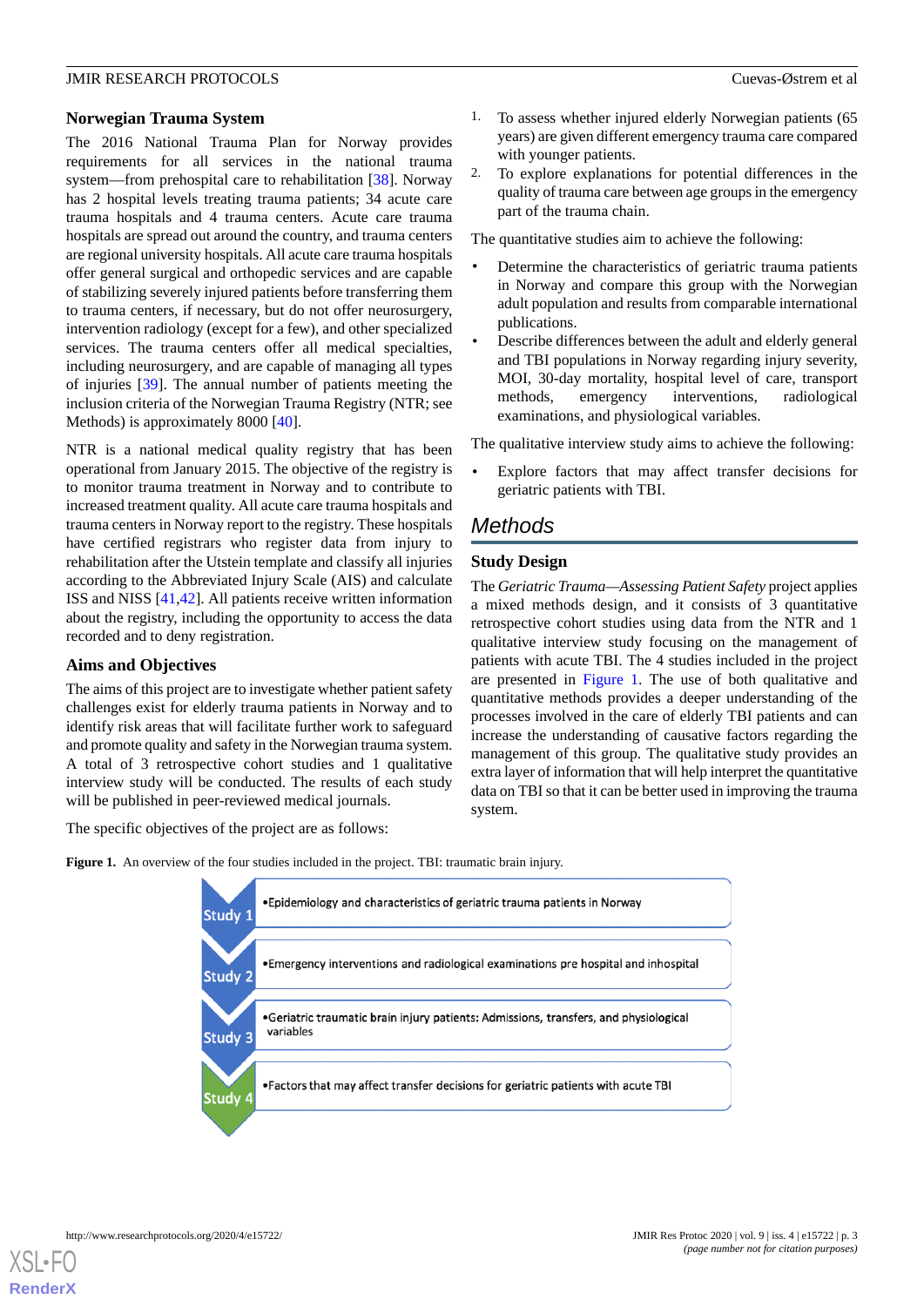## Norwegian Trauma System

The 2016 National Trauma Plan for Norway provides requirements for all services in the national trauma system—from prehospital care to rehabilitation [38]. Norway has 2 hospital levels treating trauma patients; 34 acute care trauma hospitals and 4 trauma centers. Acute care trauma hospitals are spread out around the country, and trauma centers are regional university hospitals. All acute care trauma hospitals offer general surgical and orthopedic services and are capable of stabilizing severely injured patients before transferring them to trauma centers, if necessary, but do not offer neurosurgery, intervention radiology (except for a few), and other specialized services. The trauma centers offer all medical specialties, including neurosurgery, and are capable of managing all types of injuries [39]. The annual number of patients meeting the inclusion criteria of the Norwegian Trauma Registry (NTR; see Methods) is approximately 8000 [40].

NTR is a national medical quality registry that has been operational from January 2015. The objective of the registry is to monitor trauma treatment in Norway and to contribute to increased treatment quality. All acute care trauma hospitals and trauma centers in Norway report to the registry. These hospitals have certified registrars who register data from injury to rehabilitation after the Utstein template and classify all injuries according to the Abbreviated Injury Scale (AIS) and calculate ISS and NISS [41,42]. All patients receive written information about the registry, including the opportunity to access the data recorded and to deny registration.

## Aims and Objectives

The aims of this project are to investigate whether patient safety challenges exist for elderly trauma patients in Norway and to identify risk areas that will facilitate further work to safeguard and promote quality and safety in the Norwegian trauma system. A total of 3 retrospective cohort studies and 1 qualitative interview study will be conducted. The results of each study will be published in peer-reviewed medical journals.

The specific objectives of the project are as follows:

1. To assess whether injured elderly Norwegian patients (65 years) are given different emergency trauma care compared with younger patients.
2. To explore explanations for potential differences in the quality of trauma care between age groups in the emergency part of the trauma chain.

The quantitative studies aim to achieve the following:

- Determine the characteristics of geriatric trauma patients in Norway and compare this group with the Norwegian adult population and results from comparable international publications.
- Describe differences between the adult and elderly general and TBI populations in Norway regarding injury severity, MOI, 30-day mortality, hospital level of care, transport methods, emergency interventions, radiological examinations, and physiological variables.

The qualitative interview study aims to achieve the following:

- Explore factors that may affect transfer decisions for geriatric patients with TBI.

# Methods

## Study Design

The *Geriatric Trauma—Assessing Patient Safety* project applies a mixed methods design, and it consists of 3 quantitative retrospective cohort studies using data from the NTR and 1 qualitative interview study focusing on the management of patients with acute TBI. The 4 studies included in the project are presented in Figure 1. The use of both qualitative and quantitative methods provides a deeper understanding of the processes involved in the care of elderly TBI patients and can increase the understanding of causative factors regarding the management of this group. The qualitative study provides an extra layer of information that will help interpret the quantitative data on TBI so that it can be better used in improving the trauma system.

**Figure 1.** An overview of the four studies included in the project. TBI: traumatic brain injury.

| | |
|---|---|
| Study 1 | •Epidemiology and characteristics of geriatric trauma patients in Norway |
| Study 2 | •Emergency interventions and radiological examinations pre hospital and inhospital |
| Study 3 | •Geriatric traumatic brain injury patients: Admissions, transfers, and physiological variables |
| Study 4 | •Factors that may affect transfer decisions for geriatric patients with acute TBI |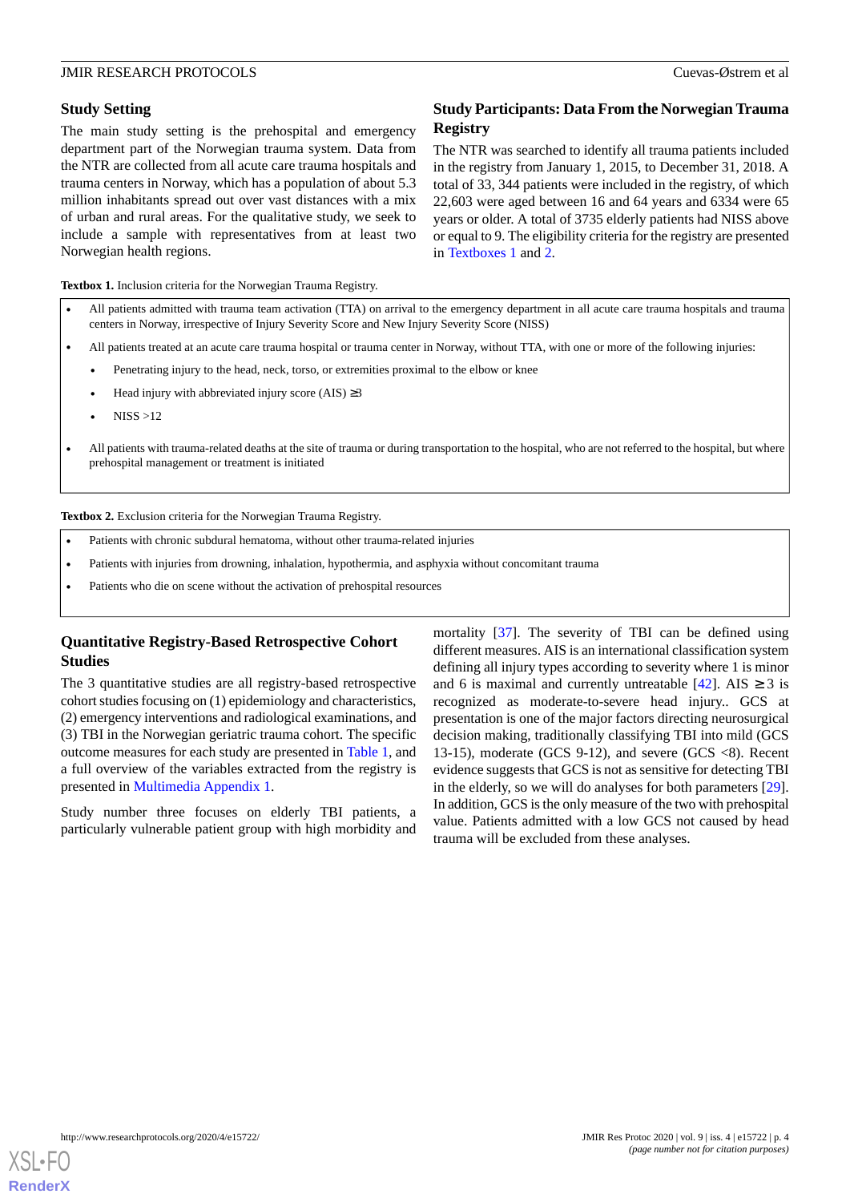## Study Setting

The main study setting is the prehospital and emergency department part of the Norwegian trauma system. Data from the NTR are collected from all acute care trauma hospitals and trauma centers in Norway, which has a population of about 5.3 million inhabitants spread out over vast distances with a mix of urban and rural areas. For the qualitative study, we seek to include a sample with representatives from at least two Norwegian health regions.

## Study Participants: Data From the Norwegian Trauma Registry

The NTR was searched to identify all trauma patients included in the registry from January 1, 2015, to December 31, 2018. A total of 33, 344 patients were included in the registry, of which 22,603 were aged between 16 and 64 years and 6334 were 65 years or older. A total of 3735 elderly patients had NISS above or equal to 9. The eligibility criteria for the registry are presented in Textboxes 1 and 2.

**Textbox 1.** Inclusion criteria for the Norwegian Trauma Registry.

- All patients admitted with trauma team activation (TTA) on arrival to the emergency department in all acute care trauma hospitals and trauma centers in Norway, irrespective of Injury Severity Score and New Injury Severity Score (NISS)
- All patients treated at an acute care trauma hospital or trauma center in Norway, without TTA, with one or more of the following injuries:
  - Penetrating injury to the head, neck, torso, or extremities proximal to the elbow or knee
  - Head injury with abbreviated injury score (AIS) ≥3
  - NISS >12
- All patients with trauma-related deaths at the site of trauma or during transportation to the hospital, who are not referred to the hospital, but where prehospital management or treatment is initiated

**Textbox 2.** Exclusion criteria for the Norwegian Trauma Registry.

- Patients with chronic subdural hematoma, without other trauma-related injuries
- Patients with injuries from drowning, inhalation, hypothermia, and asphyxia without concomitant trauma
- Patients who die on scene without the activation of prehospital resources

## Quantitative Registry-Based Retrospective Cohort Studies

The 3 quantitative studies are all registry-based retrospective cohort studies focusing on (1) epidemiology and characteristics, (2) emergency interventions and radiological examinations, and (3) TBI in the Norwegian geriatric trauma cohort. The specific outcome measures for each study are presented in Table 1, and a full overview of the variables extracted from the registry is presented in Multimedia Appendix 1.

Study number three focuses on elderly TBI patients, a particularly vulnerable patient group with high morbidity and mortality [37]. The severity of TBI can be defined using different measures. AIS is an international classification system defining all injury types according to severity where 1 is minor and 6 is maximal and currently untreatable [42]. AIS ≥ 3 is recognized as moderate-to-severe head injury.. GCS at presentation is one of the major factors directing neurosurgical decision making, traditionally classifying TBI into mild (GCS 13-15), moderate (GCS 9-12), and severe (GCS <8). Recent evidence suggests that GCS is not as sensitive for detecting TBI in the elderly, so we will do analyses for both parameters [29]. In addition, GCS is the only measure of the two with prehospital value. Patients admitted with a low GCS not caused by head trauma will be excluded from these analyses.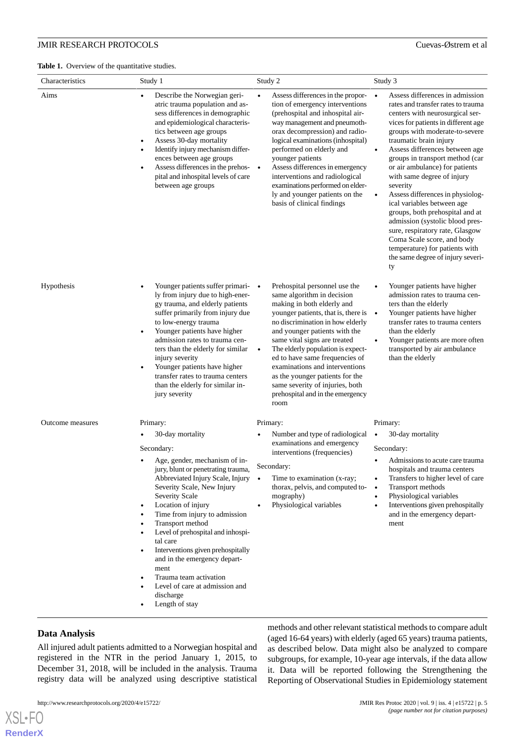**Table 1.** Overview of the quantitative studies.

| Characteristics | Study 1 | Study 2 | Study 3 |
| --- | --- | --- | --- |
| Aims | • Describe the Norwegian geriatric trauma population and assess differences in demographic and epidemiological characteristics between age groups<br>• Assess 30-day mortality<br>• Identify injury mechanism differences between age groups<br>• Assess differences in the prehospital and inhospital levels of care between age groups | • Assess differences in the proportion of emergency interventions (prehospital and inhospital airway management and pneumothorax decompression) and radiological examinations (inhospital) performed on elderly and younger patients<br>• Assess differences in emergency interventions and radiological examinations performed on elderly and younger patients on the basis of clinical findings | • Assess differences in admission rates and transfer rates to trauma centers with neurosurgical services for patients in different age groups with moderate-to-severe traumatic brain injury<br>• Assess differences between age groups in transport method (car or air ambulance) for patients with same degree of injury severity<br>• Assess differences in physiological variables between age groups, both prehospital and at admission (systolic blood pressure, respiratory rate, Glasgow Coma Scale score, and body temperature) for patients with the same degree of injury severity |
| Hypothesis | • Younger patients suffer primarily from injury due to high-energy trauma, and elderly patients suffer primarily from injury due to low-energy trauma<br>• Younger patients have higher admission rates to trauma centers than the elderly for similar injury severity<br>• Younger patients have higher transfer rates to trauma centers than the elderly for similar injury severity | • Prehospital personnel use the same algorithm in decision making in both elderly and younger patients, that is, there is no discrimination in how elderly and younger patients with the same vital signs are treated<br>• The elderly population is expected to have same frequencies of examinations and interventions as the younger patients for the same severity of injuries, both prehospital and in the emergency room | • Younger patients have higher admission rates to trauma centers than the elderly<br>• Younger patients have higher transfer rates to trauma centers than the elderly<br>• Younger patients are more often transported by air ambulance than the elderly |
| Outcome measures | Primary:<br>• 30-day mortality<br>Secondary:<br>• Age, gender, mechanism of injury, blunt or penetrating trauma, Abbreviated Injury Scale, Injury Severity Scale, New Injury Severity Scale<br>• Location of injury<br>• Time from injury to admission<br>• Transport method<br>• Level of prehospital and inhospital care<br>• Interventions given prehospitally and in the emergency department<br>• Trauma team activation<br>• Level of care at admission and discharge<br>• Length of stay | Primary:<br>• Number and type of radiological examinations and emergency interventions (frequencies)<br>Secondary:<br>• Time to examination (x-ray; thorax, pelvis, and computed tomography)<br>• Physiological variables | Primary:<br>• 30-day mortality<br>Secondary:<br>• Admissions to acute care trauma hospitals and trauma centers<br>• Transfers to higher level of care<br>• Transport methods<br>• Physiological variables<br>• Interventions given prehospitally and in the emergency department |

## Data Analysis

All injured adult patients admitted to a Norwegian hospital and registered in the NTR in the period January 1, 2015, to December 31, 2018, will be included in the analysis. Trauma registry data will be analyzed using descriptive statistical methods and other relevant statistical methods to compare adult (aged 16-64 years) with elderly (aged 65 years) trauma patients, as described below. Data might also be analyzed to compare subgroups, for example, 10-year age intervals, if the data allow it. Data will be reported following the Strengthening the Reporting of Observational Studies in Epidemiology statement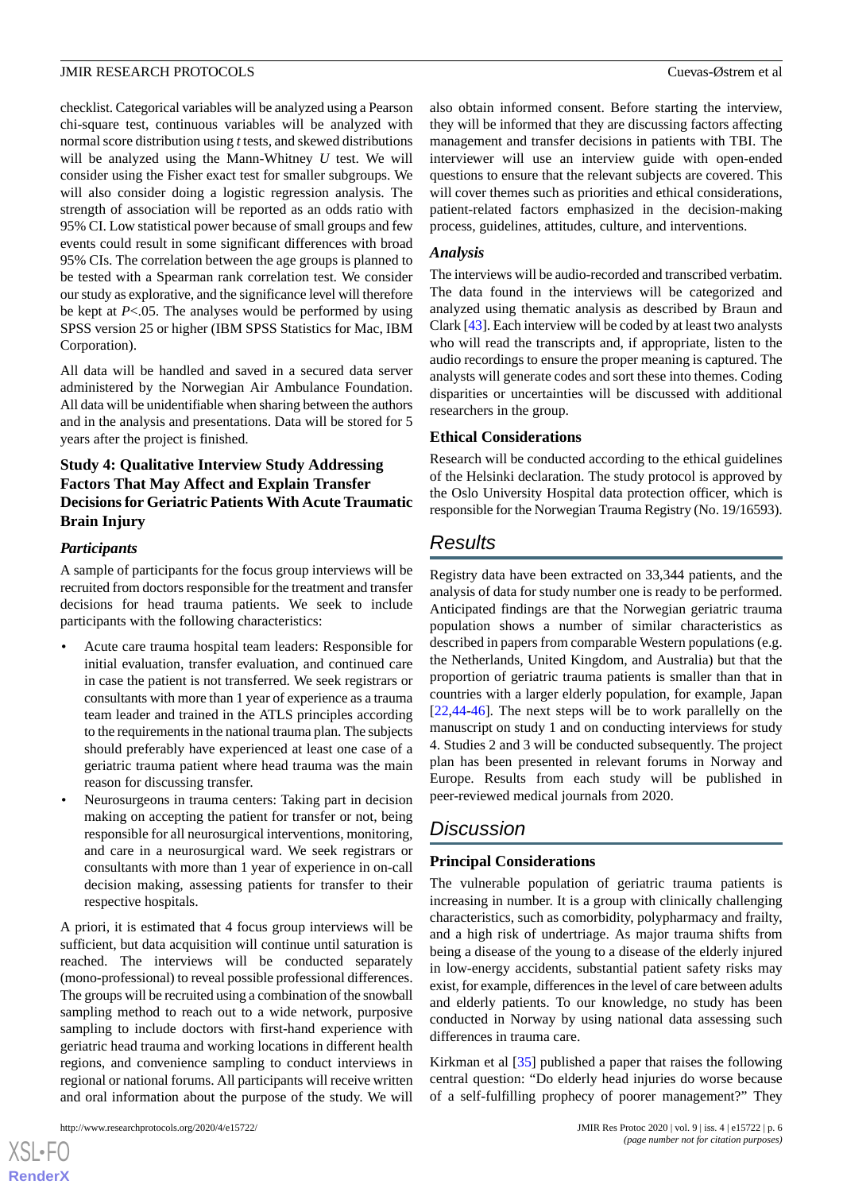checklist. Categorical variables will be analyzed using a Pearson chi-square test, continuous variables will be analyzed with normal score distribution using *t* tests, and skewed distributions will be analyzed using the Mann-Whitney *U* test. We will consider using the Fisher exact test for smaller subgroups. We will also consider doing a logistic regression analysis. The strength of association will be reported as an odds ratio with 95% CI. Low statistical power because of small groups and few events could result in some significant differences with broad 95% CIs. The correlation between the age groups is planned to be tested with a Spearman rank correlation test. We consider our study as explorative, and the significance level will therefore be kept at $P<.05$. The analyses would be performed by using SPSS version 25 or higher (IBM SPSS Statistics for Mac, IBM Corporation).

All data will be handled and saved in a secured data server administered by the Norwegian Air Ambulance Foundation. All data will be unidentifiable when sharing between the authors and in the analysis and presentations. Data will be stored for 5 years after the project is finished.

### Study 4: Qualitative Interview Study Addressing Factors That May Affect and Explain Transfer Decisions for Geriatric Patients With Acute Traumatic Brain Injury

#### Participants

A sample of participants for the focus group interviews will be recruited from doctors responsible for the treatment and transfer decisions for head trauma patients. We seek to include participants with the following characteristics:

- Acute care trauma hospital team leaders: Responsible for initial evaluation, transfer evaluation, and continued care in case the patient is not transferred. We seek registrars or consultants with more than 1 year of experience as a trauma team leader and trained in the ATLS principles according to the requirements in the national trauma plan. The subjects should preferably have experienced at least one case of a geriatric trauma patient where head trauma was the main reason for discussing transfer.
- Neurosurgeons in trauma centers: Taking part in decision making on accepting the patient for transfer or not, being responsible for all neurosurgical interventions, monitoring, and care in a neurosurgical ward. We seek registrars or consultants with more than 1 year of experience in on-call decision making, assessing patients for transfer to their respective hospitals.

A priori, it is estimated that 4 focus group interviews will be sufficient, but data acquisition will continue until saturation is reached. The interviews will be conducted separately (mono-professional) to reveal possible professional differences. The groups will be recruited using a combination of the snowball sampling method to reach out to a wide network, purposive sampling to include doctors with first-hand experience with geriatric head trauma and working locations in different health regions, and convenience sampling to conduct interviews in regional or national forums. All participants will receive written and oral information about the purpose of the study. We will also obtain informed consent. Before starting the interview, they will be informed that they are discussing factors affecting management and transfer decisions in patients with TBI. The interviewer will use an interview guide with open-ended questions to ensure that the relevant subjects are covered. This will cover themes such as priorities and ethical considerations, patient-related factors emphasized in the decision-making process, guidelines, attitudes, culture, and interventions.

#### Analysis

The interviews will be audio-recorded and transcribed verbatim. The data found in the interviews will be categorized and analyzed using thematic analysis as described by Braun and Clark [43]. Each interview will be coded by at least two analysts who will read the transcripts and, if appropriate, listen to the audio recordings to ensure the proper meaning is captured. The analysts will generate codes and sort these into themes. Coding disparities or uncertainties will be discussed with additional researchers in the group.

### Ethical Considerations

Research will be conducted according to the ethical guidelines of the Helsinki declaration. The study protocol is approved by the Oslo University Hospital data protection officer, which is responsible for the Norwegian Trauma Registry (No. 19/16593).

## Results

Registry data have been extracted on 33,344 patients, and the analysis of data for study number one is ready to be performed. Anticipated findings are that the Norwegian geriatric trauma population shows a number of similar characteristics as described in papers from comparable Western populations (e.g. the Netherlands, United Kingdom, and Australia) but that the proportion of geriatric trauma patients is smaller than that in countries with a larger elderly population, for example, Japan [22,44-46]. The next steps will be to work parallelly on the manuscript on study 1 and on conducting interviews for study 4. Studies 2 and 3 will be conducted subsequently. The project plan has been presented in relevant forums in Norway and Europe. Results from each study will be published in peer-reviewed medical journals from 2020.

## Discussion

### Principal Considerations

The vulnerable population of geriatric trauma patients is increasing in number. It is a group with clinically challenging characteristics, such as comorbidity, polypharmacy and frailty, and a high risk of undertriage. As major trauma shifts from being a disease of the young to a disease of the elderly injured in low-energy accidents, substantial patient safety risks may exist, for example, differences in the level of care between adults and elderly patients. To our knowledge, no study has been conducted in Norway by using national data assessing such differences in trauma care.

Kirkman et al [35] published a paper that raises the following central question: "Do elderly head injuries do worse because of a self-fulfilling prophecy of poorer management?" They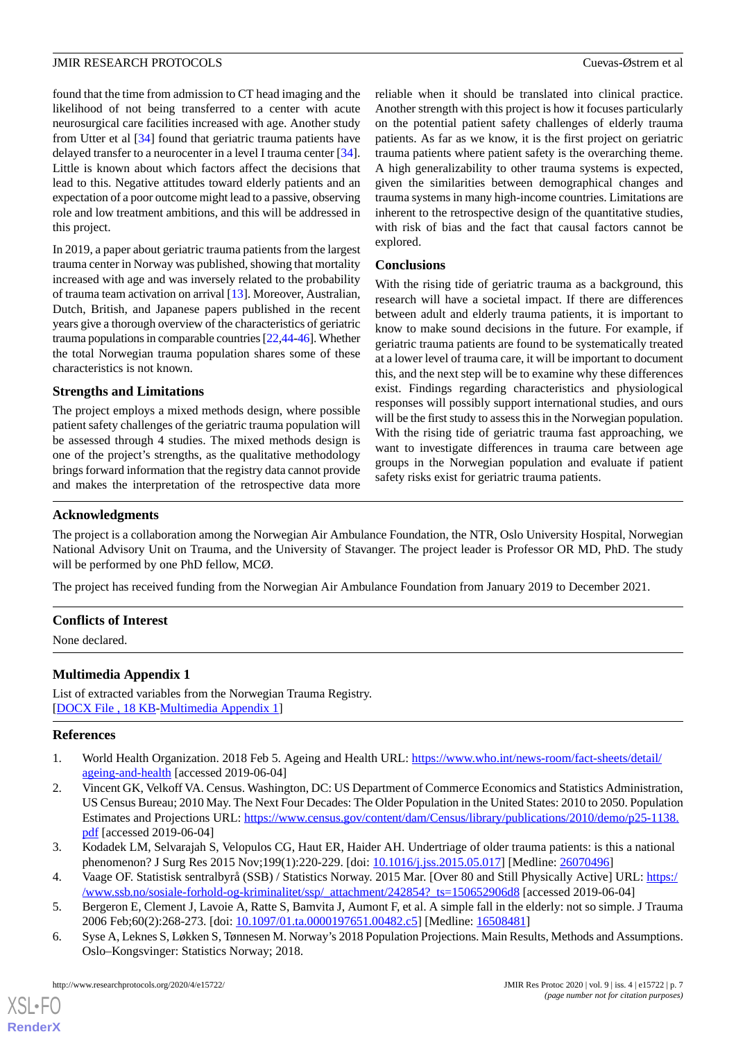found that the time from admission to CT head imaging and the likelihood of not being transferred to a center with acute neurosurgical care facilities increased with age. Another study from Utter et al [34] found that geriatric trauma patients have delayed transfer to a neurocenter in a level I trauma center [34]. Little is known about which factors affect the decisions that lead to this. Negative attitudes toward elderly patients and an expectation of a poor outcome might lead to a passive, observing role and low treatment ambitions, and this will be addressed in this project.

In 2019, a paper about geriatric trauma patients from the largest trauma center in Norway was published, showing that mortality increased with age and was inversely related to the probability of trauma team activation on arrival [13]. Moreover, Australian, Dutch, British, and Japanese papers published in the recent years give a thorough overview of the characteristics of geriatric trauma populations in comparable countries [22,44-46]. Whether the total Norwegian trauma population shares some of these characteristics is not known.

### Strengths and Limitations

The project employs a mixed methods design, where possible patient safety challenges of the geriatric trauma population will be assessed through 4 studies. The mixed methods design is one of the project's strengths, as the qualitative methodology brings forward information that the registry data cannot provide and makes the interpretation of the retrospective data more reliable when it should be translated into clinical practice. Another strength with this project is how it focuses particularly on the potential patient safety challenges of elderly trauma patients. As far as we know, it is the first project on geriatric trauma patients where patient safety is the overarching theme. A high generalizability to other trauma systems is expected, given the similarities between demographical changes and trauma systems in many high-income countries. Limitations are inherent to the retrospective design of the quantitative studies, with risk of bias and the fact that causal factors cannot be explored.

### Conclusions

With the rising tide of geriatric trauma as a background, this research will have a societal impact. If there are differences between adult and elderly trauma patients, it is important to know to make sound decisions in the future. For example, if geriatric trauma patients are found to be systematically treated at a lower level of trauma care, it will be important to document this, and the next step will be to examine why these differences exist. Findings regarding characteristics and physiological responses will possibly support international studies, and ours will be the first study to assess this in the Norwegian population. With the rising tide of geriatric trauma fast approaching, we want to investigate differences in trauma care between age groups in the Norwegian population and evaluate if patient safety risks exist for geriatric trauma patients.

## Acknowledgments

The project is a collaboration among the Norwegian Air Ambulance Foundation, the NTR, Oslo University Hospital, Norwegian National Advisory Unit on Trauma, and the University of Stavanger. The project leader is Professor OR MD, PhD. The study will be performed by one PhD fellow, MCØ.

The project has received funding from the Norwegian Air Ambulance Foundation from January 2019 to December 2021.

## Conflicts of Interest

None declared.

## Multimedia Appendix 1

List of extracted variables from the Norwegian Trauma Registry.
[DOCX File , 18 KB-Multimedia Appendix 1]

## References

1. World Health Organization. 2018 Feb 5. Ageing and Health URL: https://www.who.int/news-room/fact-sheets/detail/ageing-and-health [accessed 2019-06-04]
2. Vincent GK, Velkoff VA. Census. Washington, DC: US Department of Commerce Economics and Statistics Administration, US Census Bureau; 2010 May. The Next Four Decades: The Older Population in the United States: 2010 to 2050. Population Estimates and Projections URL: https://www.census.gov/content/dam/Census/library/publications/2010/demo/p25-1138.pdf [accessed 2019-06-04]
3. Kodadek LM, Selvarajah S, Velopulos CG, Haut ER, Haider AH. Undertriage of older trauma patients: is this a national phenomenon? J Surg Res 2015 Nov;199(1):220-229. [doi: 10.1016/j.jss.2015.05.017] [Medline: 26070496]
4. Vaage OF. Statistisk sentralbyrå (SSB) / Statistics Norway. 2015 Mar. [Over 80 and Still Physically Active] URL: https://www.ssb.no/sosiale-forhold-og-kriminalitet/ssp/_attachment/242854?_ts=150652906d8 [accessed 2019-06-04]
5. Bergeron E, Clement J, Lavoie A, Ratte S, Bamvita J, Aumont F, et al. A simple fall in the elderly: not so simple. J Trauma 2006 Feb;60(2):268-273. [doi: 10.1097/01.ta.0000197651.00482.c5] [Medline: 16508481]
6. Syse A, Leknes S, Løkken S, Tønnesen M. Norway's 2018 Population Projections. Main Results, Methods and Assumptions. Oslo–Kongsvinger: Statistics Norway; 2018.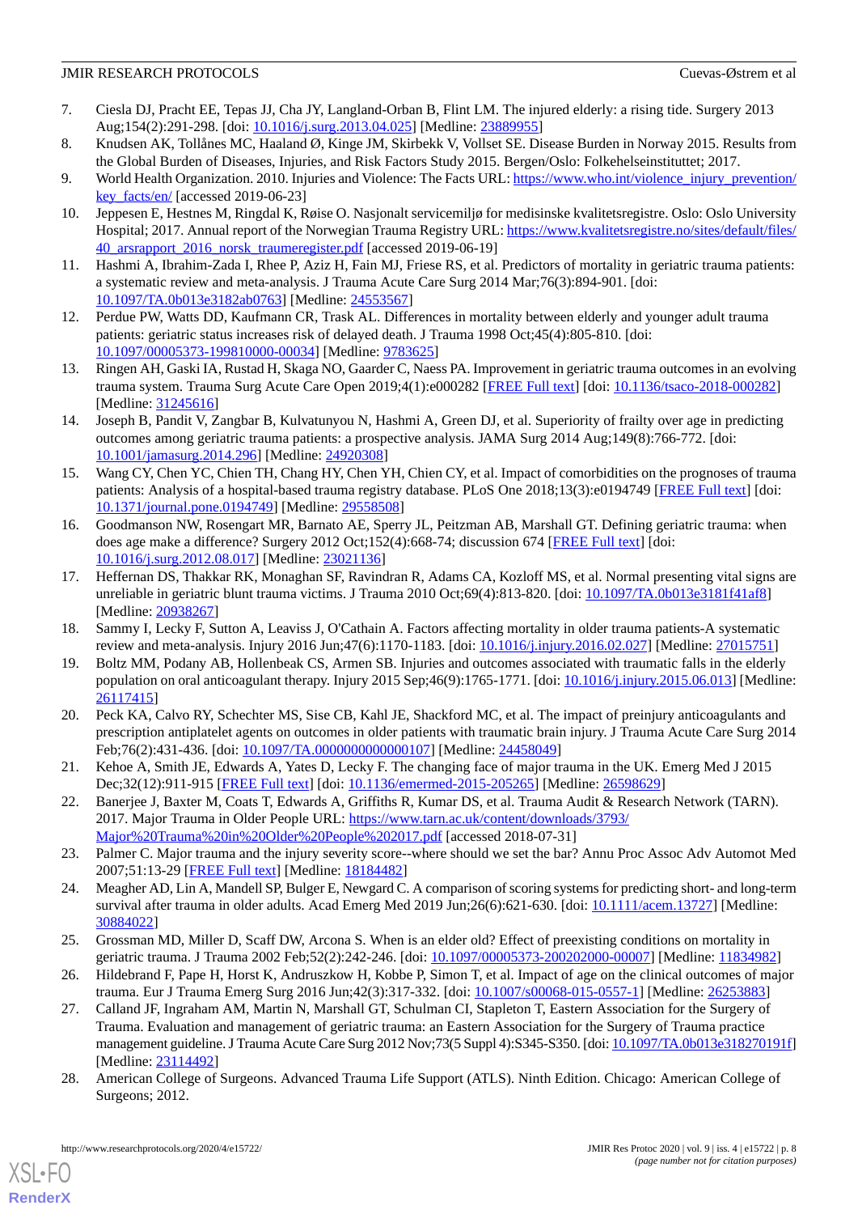7. Ciesla DJ, Pracht EE, Tepas JJ, Cha JY, Langland-Orban B, Flint LM. The injured elderly: a rising tide. Surgery 2013 Aug;154(2):291-298. [doi: 10.1016/j.surg.2013.04.025] [Medline: 23889955]
8. Knudsen AK, Tollånes MC, Haaland Ø, Kinge JM, Skirbekk V, Vollset SE. Disease Burden in Norway 2015. Results from the Global Burden of Diseases, Injuries, and Risk Factors Study 2015. Bergen/Oslo: Folkehelseinstituttet; 2017.
9. World Health Organization. 2010. Injuries and Violence: The Facts URL: https://www.who.int/violence_injury_prevention/key_facts/en/ [accessed 2019-06-23]
10. Jeppesen E, Hestnes M, Ringdal K, Røise O. Nasjonalt servicemiljø for medisinske kvalitetsregistre. Oslo: Oslo University Hospital; 2017. Annual report of the Norwegian Trauma Registry URL: https://www.kvalitetsregistre.no/sites/default/files/40_arsrapport_2016_norsk_traumeregister.pdf [accessed 2019-06-19]
11. Hashmi A, Ibrahim-Zada I, Rhee P, Aziz H, Fain MJ, Friese RS, et al. Predictors of mortality in geriatric trauma patients: a systematic review and meta-analysis. J Trauma Acute Care Surg 2014 Mar;76(3):894-901. [doi: 10.1097/TA.0b013e3182ab0763] [Medline: 24553567]
12. Perdue PW, Watts DD, Kaufmann CR, Trask AL. Differences in mortality between elderly and younger adult trauma patients: geriatric status increases risk of delayed death. J Trauma 1998 Oct;45(4):805-810. [doi: 10.1097/00005373-199810000-00034] [Medline: 9783625]
13. Ringen AH, Gaski IA, Rustad H, Skaga NO, Gaarder C, Naess PA. Improvement in geriatric trauma outcomes in an evolving trauma system. Trauma Surg Acute Care Open 2019;4(1):e000282 [FREE Full text] [doi: 10.1136/tsaco-2018-000282] [Medline: 31245616]
14. Joseph B, Pandit V, Zangbar B, Kulvatunyou N, Hashmi A, Green DJ, et al. Superiority of frailty over age in predicting outcomes among geriatric trauma patients: a prospective analysis. JAMA Surg 2014 Aug;149(8):766-772. [doi: 10.1001/jamasurg.2014.296] [Medline: 24920308]
15. Wang CY, Chen YC, Chien TH, Chang HY, Chen YH, Chien CY, et al. Impact of comorbidities on the prognoses of trauma patients: Analysis of a hospital-based trauma registry database. PLoS One 2018;13(3):e0194749 [FREE Full text] [doi: 10.1371/journal.pone.0194749] [Medline: 29558508]
16. Goodmanson NW, Rosengart MR, Barnato AE, Sperry JL, Peitzman AB, Marshall GT. Defining geriatric trauma: when does age make a difference? Surgery 2012 Oct;152(4):668-74; discussion 674 [FREE Full text] [doi: 10.1016/j.surg.2012.08.017] [Medline: 23021136]
17. Heffernan DS, Thakkar RK, Monaghan SF, Ravindran R, Adams CA, Kozloff MS, et al. Normal presenting vital signs are unreliable in geriatric blunt trauma victims. J Trauma 2010 Oct;69(4):813-820. [doi: 10.1097/TA.0b013e3181f41af8] [Medline: 20938267]
18. Sammy I, Lecky F, Sutton A, Leaviss J, O'Cathain A. Factors affecting mortality in older trauma patients-A systematic review and meta-analysis. Injury 2016 Jun;47(6):1170-1183. [doi: 10.1016/j.injury.2016.02.027] [Medline: 27015751]
19. Boltz MM, Podany AB, Hollenbeak CS, Armen SB. Injuries and outcomes associated with traumatic falls in the elderly population on oral anticoagulant therapy. Injury 2015 Sep;46(9):1765-1771. [doi: 10.1016/j.injury.2015.06.013] [Medline: 26117415]
20. Peck KA, Calvo RY, Schechter MS, Sise CB, Kahl JE, Shackford MC, et al. The impact of preinjury anticoagulants and prescription antiplatelet agents on outcomes in older patients with traumatic brain injury. J Trauma Acute Care Surg 2014 Feb;76(2):431-436. [doi: 10.1097/TA.0000000000000107] [Medline: 24458049]
21. Kehoe A, Smith JE, Edwards A, Yates D, Lecky F. The changing face of major trauma in the UK. Emerg Med J 2015 Dec;32(12):911-915 [FREE Full text] [doi: 10.1136/emermed-2015-205265] [Medline: 26598629]
22. Banerjee J, Baxter M, Coats T, Edwards A, Griffiths R, Kumar DS, et al. Trauma Audit & Research Network (TARN). 2017. Major Trauma in Older People URL: https://www.tarn.ac.uk/content/downloads/3793/Major%20Trauma%20in%20Older%20People%202017.pdf [accessed 2018-07-31]
23. Palmer C. Major trauma and the injury severity score--where should we set the bar? Annu Proc Assoc Adv Automot Med 2007;51:13-29 [FREE Full text] [Medline: 18184482]
24. Meagher AD, Lin A, Mandell SP, Bulger E, Newgard C. A comparison of scoring systems for predicting short- and long-term survival after trauma in older adults. Acad Emerg Med 2019 Jun;26(6):621-630. [doi: 10.1111/acem.13727] [Medline: 30884022]
25. Grossman MD, Miller D, Scaff DW, Arcona S. When is an elder old? Effect of preexisting conditions on mortality in geriatric trauma. J Trauma 2002 Feb;52(2):242-246. [doi: 10.1097/00005373-200202000-00007] [Medline: 11834982]
26. Hildebrand F, Pape H, Horst K, Andruszkow H, Kobbe P, Simon T, et al. Impact of age on the clinical outcomes of major trauma. Eur J Trauma Emerg Surg 2016 Jun;42(3):317-332. [doi: 10.1007/s00068-015-0557-1] [Medline: 26253883]
27. Calland JF, Ingraham AM, Martin N, Marshall GT, Schulman CI, Stapleton T, Eastern Association for the Surgery of Trauma. Evaluation and management of geriatric trauma: an Eastern Association for the Surgery of Trauma practice management guideline. J Trauma Acute Care Surg 2012 Nov;73(5 Suppl 4):S345-S350. [doi: 10.1097/TA.0b013e318270191f] [Medline: 23114492]
28. American College of Surgeons. Advanced Trauma Life Support (ATLS). Ninth Edition. Chicago: American College of Surgeons; 2012.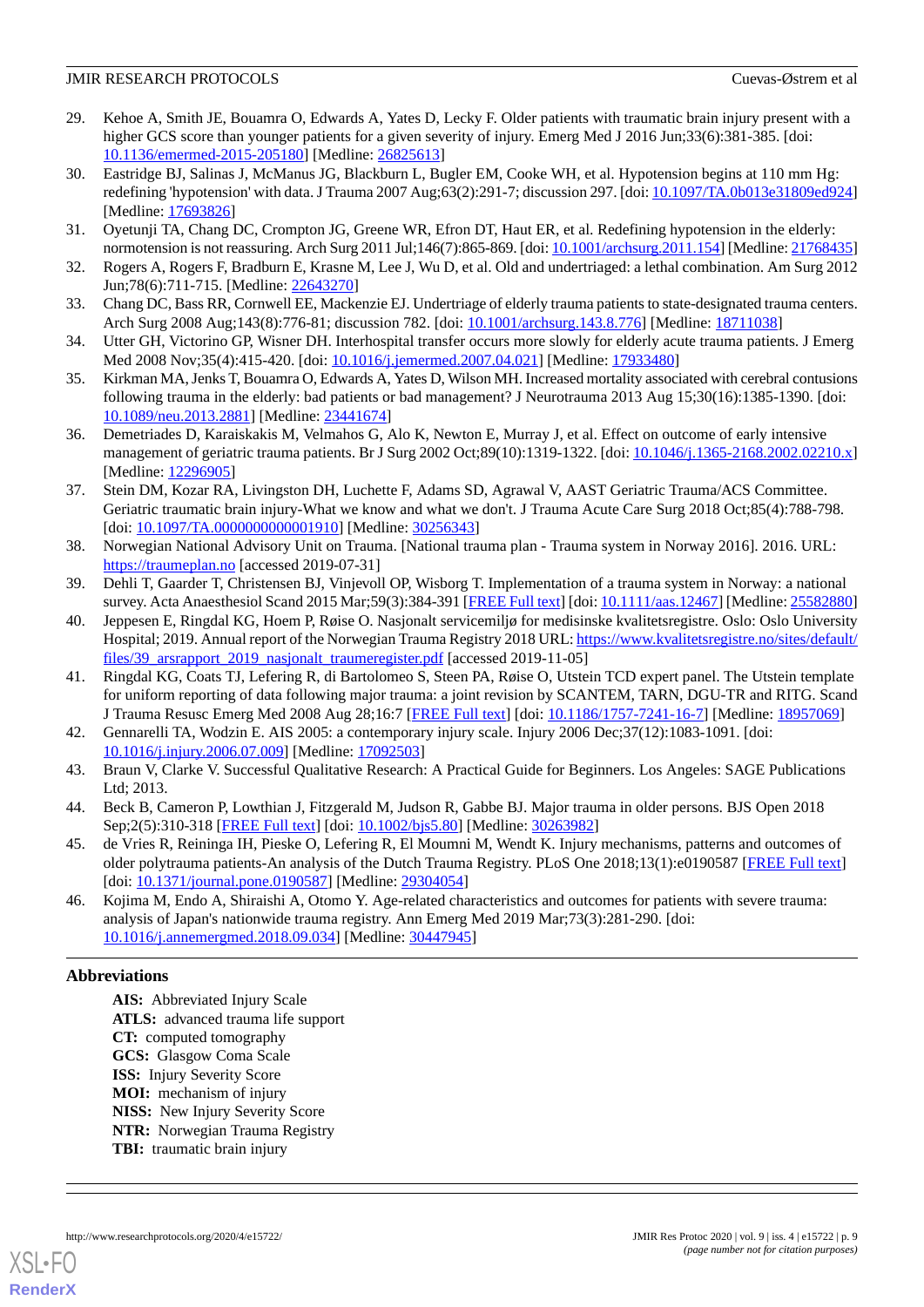29. Kehoe A, Smith JE, Bouamra O, Edwards A, Yates D, Lecky F. Older patients with traumatic brain injury present with a higher GCS score than younger patients for a given severity of injury. Emerg Med J 2016 Jun;33(6):381-385. [doi: 10.1136/emermed-2015-205180] [Medline: 26825613]
30. Eastridge BJ, Salinas J, McManus JG, Blackburn L, Bugler EM, Cooke WH, et al. Hypotension begins at 110 mm Hg: redefining 'hypotension' with data. J Trauma 2007 Aug;63(2):291-7; discussion 297. [doi: 10.1097/TA.0b013e31809ed924] [Medline: 17693826]
31. Oyetunji TA, Chang DC, Crompton JG, Greene WR, Efron DT, Haut ER, et al. Redefining hypotension in the elderly: normotension is not reassuring. Arch Surg 2011 Jul;146(7):865-869. [doi: 10.1001/archsurg.2011.154] [Medline: 21768435]
32. Rogers A, Rogers F, Bradburn E, Krasne M, Lee J, Wu D, et al. Old and undertriaged: a lethal combination. Am Surg 2012 Jun;78(6):711-715. [Medline: 22643270]
33. Chang DC, Bass RR, Cornwell EE, Mackenzie EJ. Undertriage of elderly trauma patients to state-designated trauma centers. Arch Surg 2008 Aug;143(8):776-81; discussion 782. [doi: 10.1001/archsurg.143.8.776] [Medline: 18711038]
34. Utter GH, Victorino GP, Wisner DH. Interhospital transfer occurs more slowly for elderly acute trauma patients. J Emerg Med 2008 Nov;35(4):415-420. [doi: 10.1016/j.jemermed.2007.04.021] [Medline: 17933480]
35. Kirkman MA, Jenks T, Bouamra O, Edwards A, Yates D, Wilson MH. Increased mortality associated with cerebral contusions following trauma in the elderly: bad patients or bad management? J Neurotrauma 2013 Aug 15;30(16):1385-1390. [doi: 10.1089/neu.2013.2881] [Medline: 23441674]
36. Demetriades D, Karaiskakis M, Velmahos G, Alo K, Newton E, Murray J, et al. Effect on outcome of early intensive management of geriatric trauma patients. Br J Surg 2002 Oct;89(10):1319-1322. [doi: 10.1046/j.1365-2168.2002.02210.x] [Medline: 12296905]
37. Stein DM, Kozar RA, Livingston DH, Luchette F, Adams SD, Agrawal V, AAST Geriatric Trauma/ACS Committee. Geriatric traumatic brain injury-What we know and what we don't. J Trauma Acute Care Surg 2018 Oct;85(4):788-798. [doi: 10.1097/TA.0000000000001910] [Medline: 30256343]
38. Norwegian National Advisory Unit on Trauma. [National trauma plan - Trauma system in Norway 2016]. 2016. URL: https://traumeplan.no [accessed 2019-07-31]
39. Dehli T, Gaarder T, Christensen BJ, Vinjevoll OP, Wisborg T. Implementation of a trauma system in Norway: a national survey. Acta Anaesthesiol Scand 2015 Mar;59(3):384-391 [FREE Full text] [doi: 10.1111/aas.12467] [Medline: 25582880]
40. Jeppesen E, Ringdal KG, Hoem P, Røise O. Nasjonalt servicemiljø for medisinske kvalitetsregistre. Oslo: Oslo University Hospital; 2019. Annual report of the Norwegian Trauma Registry 2018 URL: https://www.kvalitetsregistre.no/sites/default/files/39_arsrapport_2019_nasjonalt_traumeregister.pdf [accessed 2019-11-05]
41. Ringdal KG, Coats TJ, Lefering R, di Bartolomeo S, Steen PA, Røise O, Utstein TCD expert panel. The Utstein template for uniform reporting of data following major trauma: a joint revision by SCANTEM, TARN, DGU-TR and RITG. Scand J Trauma Resusc Emerg Med 2008 Aug 28;16:7 [FREE Full text] [doi: 10.1186/1757-7241-16-7] [Medline: 18957069]
42. Gennarelli TA, Wodzin E. AIS 2005: a contemporary injury scale. Injury 2006 Dec;37(12):1083-1091. [doi: 10.1016/j.injury.2006.07.009] [Medline: 17092503]
43. Braun V, Clarke V. Successful Qualitative Research: A Practical Guide for Beginners. Los Angeles: SAGE Publications Ltd; 2013.
44. Beck B, Cameron P, Lowthian J, Fitzgerald M, Judson R, Gabbe BJ. Major trauma in older persons. BJS Open 2018 Sep;2(5):310-318 [FREE Full text] [doi: 10.1002/bjs5.80] [Medline: 30263982]
45. de Vries R, Reininga IH, Pieske O, Lefering R, El Moumni M, Wendt K. Injury mechanisms, patterns and outcomes of older polytrauma patients-An analysis of the Dutch Trauma Registry. PLoS One 2018;13(1):e0190587 [FREE Full text] [doi: 10.1371/journal.pone.0190587] [Medline: 29304054]
46. Kojima M, Endo A, Shiraishi A, Otomo Y. Age-related characteristics and outcomes for patients with severe trauma: analysis of Japan's nationwide trauma registry. Ann Emerg Med 2019 Mar;73(3):281-290. [doi: 10.1016/j.annemergmed.2018.09.034] [Medline: 30447945]

## Abbreviations

**AIS:** Abbreviated Injury Scale
**ATLS:** advanced trauma life support
**CT:** computed tomography
**GCS:** Glasgow Coma Scale
**ISS:** Injury Severity Score
**MOI:** mechanism of injury
**NISS:** New Injury Severity Score
**NTR:** Norwegian Trauma Registry
**TBI:** traumatic brain injury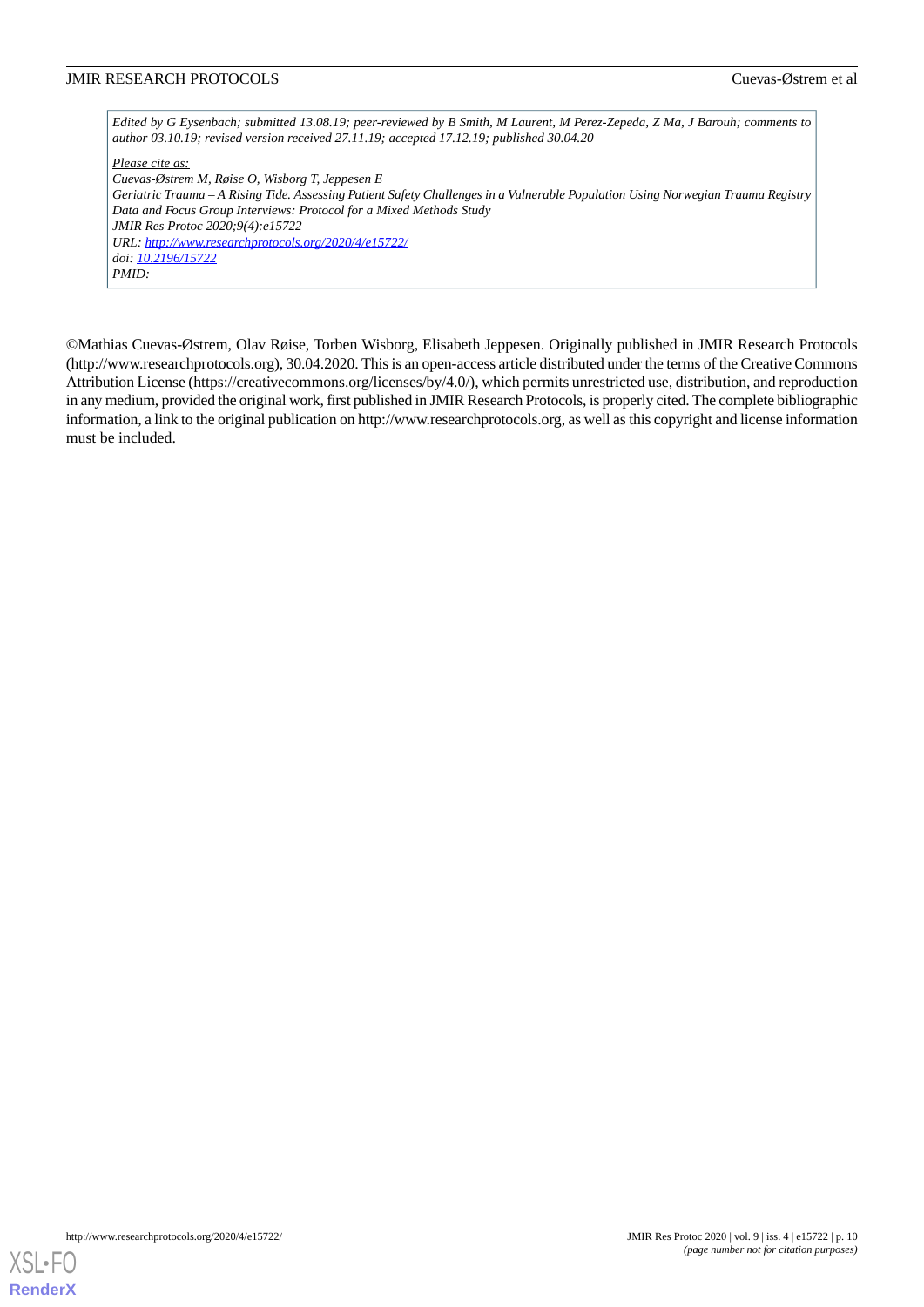*Edited by G Eysenbach; submitted 13.08.19; peer-reviewed by B Smith, M Laurent, M Perez-Zepeda, Z Ma, J Barouh; comments to author 03.10.19; revised version received 27.11.19; accepted 17.12.19; published 30.04.20*

*Please cite as:*
*Cuevas-Østrem M, Røise O, Wisborg T, Jeppesen E*
*Geriatric Trauma – A Rising Tide. Assessing Patient Safety Challenges in a Vulnerable Population Using Norwegian Trauma Registry Data and Focus Group Interviews: Protocol for a Mixed Methods Study*
*JMIR Res Protoc 2020;9(4):e15722*
*URL: http://www.researchprotocols.org/2020/4/e15722/*
*doi: 10.2196/15722*
*PMID:*

©Mathias Cuevas-Østrem, Olav Røise, Torben Wisborg, Elisabeth Jeppesen. Originally published in JMIR Research Protocols (http://www.researchprotocols.org), 30.04.2020. This is an open-access article distributed under the terms of the Creative Commons Attribution License (https://creativecommons.org/licenses/by/4.0/), which permits unrestricted use, distribution, and reproduction in any medium, provided the original work, first published in JMIR Research Protocols, is properly cited. The complete bibliographic information, a link to the original publication on http://www.researchprotocols.org, as well as this copyright and license information must be included.